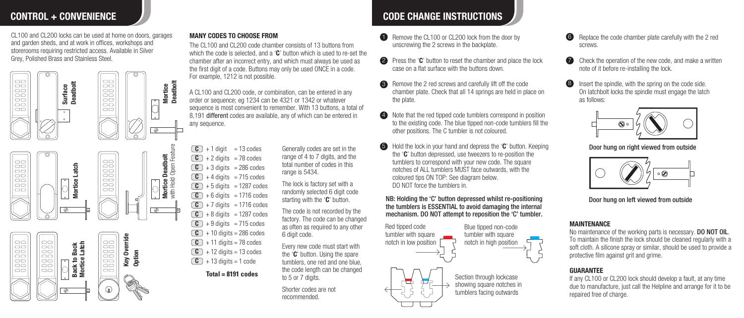## CONTROL + CONVENIENCE

CL100 and CL200 locks can be used at home on doors, garages and garden sheds, and at work in offices, workshops and storerooms requiring restricted access. Available in Silver Grey, Polished Brass and Stainless Steel.

Surface Deadbolt

Mortice Deadbolt

Mortice Latch

Mortice Deadbolt with Hold Open Feature

Back to Back Mortice Latch

Key Override Option

### MANY CODES TO CHOOSE FROM

The CL100 and CL200 code chamber consists of 13 buttons from which the code is selected, and a '**C**' button which is used to re-set the chamber after an incorrect entry, and which must always be used as the first digit of a code. Buttons may only be used ONCE in a code. For example, 1212 is not possible.

A CL100 and CL200 code, or combination, can be entered in any order or sequence; eg 1234 can be 4321 or 1342 or whatever sequence is most convenient to remember. With 13 buttons, a total of 8,191 **different** codes are available, any of which can be entered in any sequence.

| | |
|---|---|
| C + 1 digit | = 13 codes |
| C + 2 digits | = 78 codes |
| C + 3 digits | = 286 codes |
| C + 4 digits | = 715 codes |
| C + 5 digits | = 1287 codes |
| C + 6 digits | = 1716 codes |
| C + 7 digits | = 1716 codes |
| C + 8 digits | = 1287 codes |
| C + 9 digits | = 715 codes |
| C + 10 digits | = 286 codes |
| C + 11 digits | = 78 codes |
| C + 12 digits | = 13 codes |
| C + 13 digits | = 1 code |

**Total = 8191 codes**

Generally codes are set in the range of 4 to 7 digits, and the total number of codes in this range is 5434.

The lock is factory set with a randomly selected 6 digit code starting with the '**C**' button.

The code is not recorded by the factory. The code can be changed as often as required to any other 6 digit code.

Every new code must start with the '**C**' button. Using the spare tumblers, one red and one blue, the code length can be changed to 5 or 7 digits.

Shorter codes are not recommended.

## CODE CHANGE INSTRUCTIONS

1. Remove the CL100 or CL200 lock from the door by unscrewing the 2 screws in the backplate.
2. Press the '**C**' button to reset the chamber and place the lock case on a flat surface with the buttons down.
3. Remove the 2 red screws and carefully lift off the code chamber plate. Check that all 14 springs are held in place on the plate.
4. Note that the red tipped code tumblers correspond in position to the existing code. The blue tipped non-code tumblers fill the other positions. The C tumbler is not coloured.
5. Hold the lock in your hand and depress the '**C**' button. Keeping the '**C**' button depressed, use tweezers to re-position the tumblers to correspond with your new code. The square notches of ALL tumblers MUST face outwards, with the coloured tips ON TOP: See diagram below. DO NOT force the tumblers in.

**NB: Holding the 'C' button depressed whilst re-positioning the tumblers is ESSENTIAL to avoid damaging the internal mechanism. DO NOT attempt to reposition the 'C' tumbler.**

Red tipped code tumbler with square notch in low position

Blue tipped non-code tumbler with square notch in high position

Section through lockcase showing square notches in tumblers facing outwards

6. Replace the code chamber plate carefully with the 2 red screws.
7. Check the operation of the new code, and make a written note of it before re-installing the lock.
8. Insert the spindle, with the spring on the code side. On latchbolt locks the spindle must engage the latch as follows:

**Door hung on right viewed from outside**

**Door hung on left viewed from outside**

### MAINTENANCE

No maintenance of the working parts is necessary. **DO NOT OIL**. To maintain the finish the lock should be cleaned regularly with a soft cloth. A silicone spray or similar, should be used to provide a protective film against grit and grime.

### GUARANTEE

If any CL100 or CL200 lock should develop a fault, at any time due to manufacture, just call the Helpline and arrange for it to be repaired free of charge.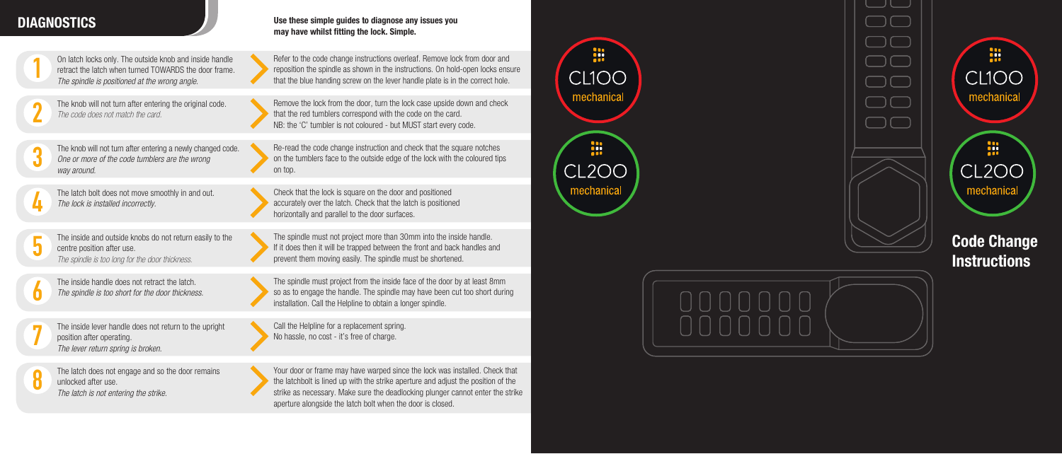## DIAGNOSTICS

**Use these simple guides to diagnose any issues you may have whilst fitting the lock. Simple.**

| | Problem | Solution |
|---|---|---|
| 1 | On latch locks only. The outside knob and inside handle retract the latch when turned TOWARDS the door frame. *The spindle is positioned at the wrong angle.* | Refer to the code change instructions overleaf. Remove lock from door and reposition the spindle as shown in the instructions. On hold-open locks ensure that the blue handing screw on the lever handle plate is in the correct hole. |
| 2 | The knob will not turn after entering the original code. *The code does not match the card.* | Remove the lock from the door, turn the lock case upside down and check that the red tumblers correspond with the code on the card. NB: the 'C' tumbler is not coloured - but MUST start every code. |
| 3 | The knob will not turn after entering a newly changed code. *One or more of the code tumblers are the wrong way around.* | Re-read the code change instruction and check that the square notches on the tumblers face to the outside edge of the lock with the coloured tips on top. |
| 4 | The latch bolt does not move smoothly in and out. *The lock is installed incorrectly.* | Check that the lock is square on the door and positioned accurately over the latch. Check that the latch is positioned horizontally and parallel to the door surfaces. |
| 5 | The inside and outside knobs do not return easily to the centre position after use. *The spindle is too long for the door thickness.* | The spindle must not project more than 30mm into the inside handle. If it does then it will be trapped between the front and back handles and prevent them moving easily. The spindle must be shortened. |
| 6 | The inside handle does not retract the latch. *The spindle is too short for the door thickness.* | The spindle must project from the inside face of the door by at least 8mm so as to engage the handle. The spindle may have been cut too short during installation. Call the Helpline to obtain a longer spindle. |
| 7 | The inside lever handle does not return to the upright position after operating. *The lever return spring is broken.* | Call the Helpline for a replacement spring. No hassle, no cost - it's free of charge. |
| 8 | The latch does not engage and so the door remains unlocked after use. *The latch is not entering the strike.* | Your door or frame may have warped since the lock was installed. Check that the latchbolt is lined up with the strike aperture and adjust the position of the strike as necessary. Make sure the deadlocking plunger cannot enter the strike aperture alongside the latch bolt when the door is closed. |

CL1OO mechanical

CL2OO mechanical

CL1OO mechanical

CL2OO mechanical

## Code Change Instructions